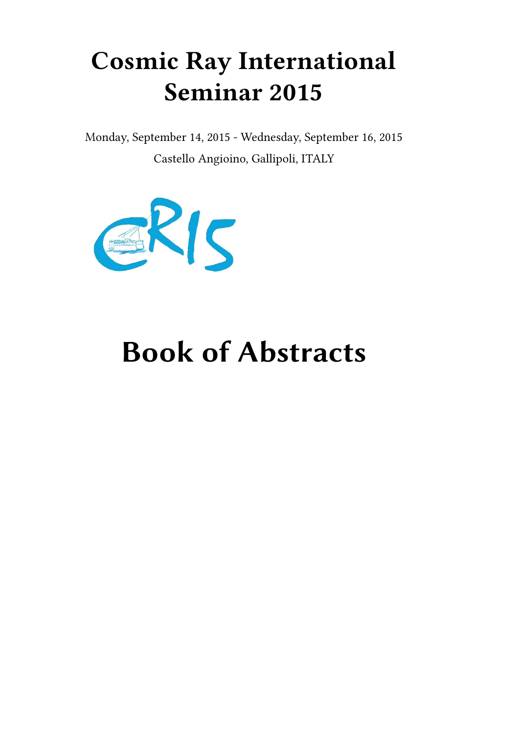# Cosmic Ray International Seminar 2015

Monday, September 14, 2015 - Wednesday, September 16, 2015

Castello Angioino, Gallipoli, ITALY

# Book of Abstracts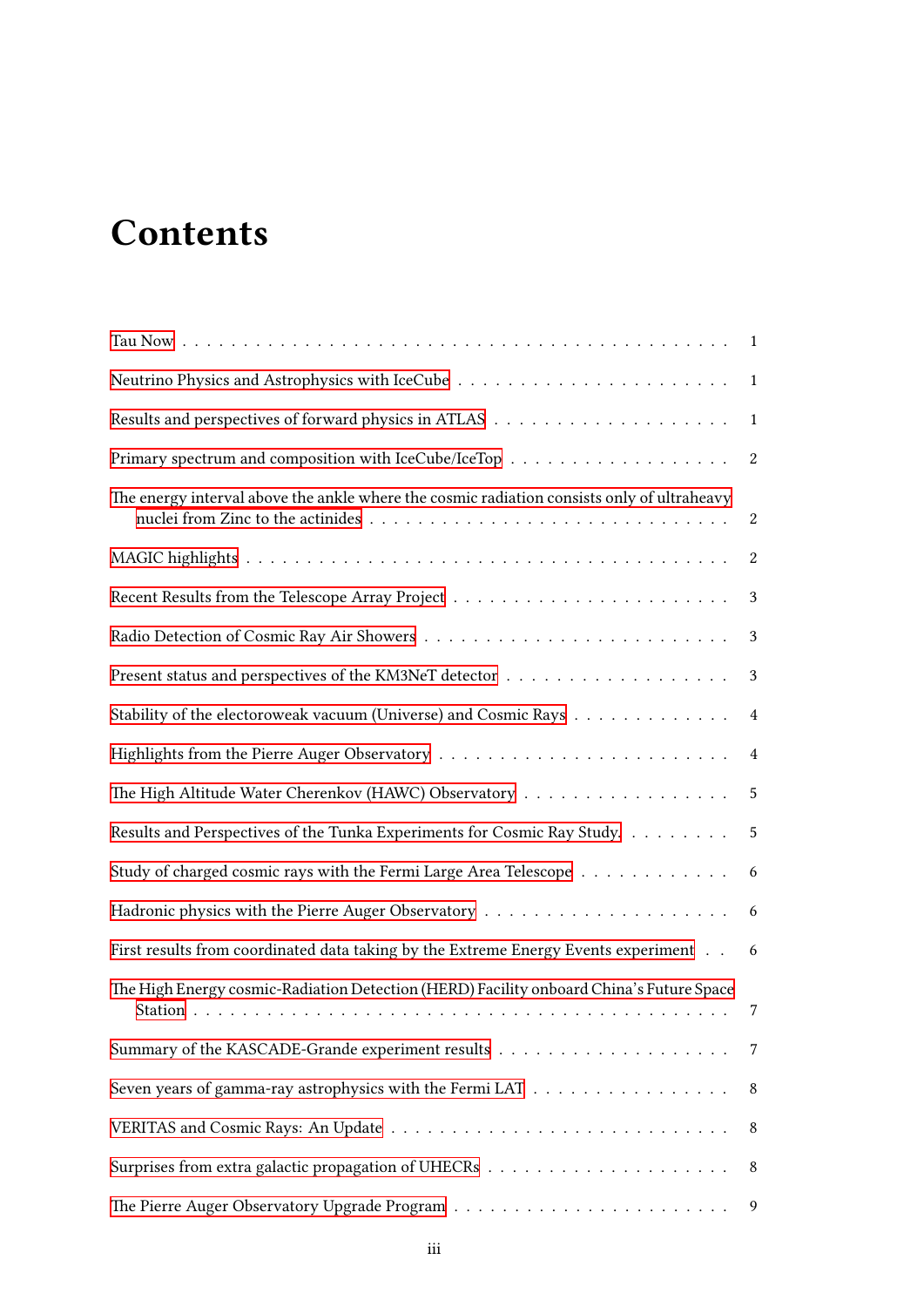# Contents

Tau Now . . . . . . . . . . . . . . . . . . . . . . . . . . . . . . . . . . . . . . . . . . . 1

Neutrino Physics and Astrophysics with IceCube . . . . . . . . . . . . . . . . . . . . . . . 1

Results and perspectives of forward physics in ATLAS . . . . . . . . . . . . . . . . . . . 1

Primary spectrum and composition with IceCube/IceTop . . . . . . . . . . . . . . . . . . 2

The energy interval above the ankle where the cosmic radiation consists only of ultraheavy nuclei from Zinc to the actinides . . . . . . . . . . . . . . . . . . . . . . . . . . . . . 2

MAGIC highlights . . . . . . . . . . . . . . . . . . . . . . . . . . . . . . . . . . . . . . . 2

Recent Results from the Telescope Array Project . . . . . . . . . . . . . . . . . . . . . . 3

Radio Detection of Cosmic Ray Air Showers . . . . . . . . . . . . . . . . . . . . . . . . 3

Present status and perspectives of the KM3NeT detector . . . . . . . . . . . . . . . . . . 3

Stability of the electoroweak vacuum (Universe) and Cosmic Rays . . . . . . . . . . . . . 4

Highlights from the Pierre Auger Observatory . . . . . . . . . . . . . . . . . . . . . . . 4

The High Altitude Water Cherenkov (HAWC) Observatory . . . . . . . . . . . . . . . . . 5

Results and Perspectives of the Tunka Experiments for Cosmic Ray Study. . . . . . . . . 5

Study of charged cosmic rays with the Fermi Large Area Telescope . . . . . . . . . . . . 6

Hadronic physics with the Pierre Auger Observatory . . . . . . . . . . . . . . . . . . . . 6

First results from coordinated data taking by the Extreme Energy Events experiment . . 6

The High Energy cosmic-Radiation Detection (HERD) Facility onboard China's Future Space Station . . . . . . . . . . . . . . . . . . . . . . . . . . . . . . . . . . . . . . . . 7

Summary of the KASCADE-Grande experiment results . . . . . . . . . . . . . . . . . . . 7

Seven years of gamma-ray astrophysics with the Fermi LAT . . . . . . . . . . . . . . . . 8

VERITAS and Cosmic Rays: An Update . . . . . . . . . . . . . . . . . . . . . . . . . . . 8

Surprises from extra galactic propagation of UHECRs . . . . . . . . . . . . . . . . . . . 8

The Pierre Auger Observatory Upgrade Program . . . . . . . . . . . . . . . . . . . . . . 9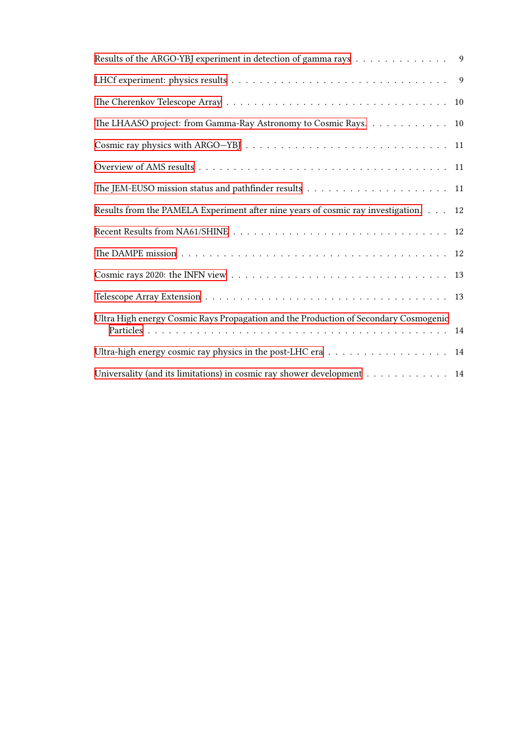Results of the ARGO-YBJ experiment in detection of gamma rays . . . . . . . . . . . . . 9

LHCf experiment: physics results . . . . . . . . . . . . . . . . . . . . . . . . . . . . . 9

The Cherenkov Telescope Array . . . . . . . . . . . . . . . . . . . . . . . . . . . . . 10

The LHAASO project: from Gamma-Ray Astronomy to Cosmic Rays. . . . . . . . . . . . 10

Cosmic ray physics with ARGO—YBJ . . . . . . . . . . . . . . . . . . . . . . . . . . 11

Overview of AMS results . . . . . . . . . . . . . . . . . . . . . . . . . . . . . . . . 11

The JEM-EUSO mission status and pathfinder results . . . . . . . . . . . . . . . . . . . 11

Results from the PAMELA Experiment after nine years of cosmic ray investigation. . . . 12

Recent Results from NA61/SHINE . . . . . . . . . . . . . . . . . . . . . . . . . . . . 12

The DAMPE mission . . . . . . . . . . . . . . . . . . . . . . . . . . . . . . . . . . . 12

Cosmic rays 2020: the INFN view . . . . . . . . . . . . . . . . . . . . . . . . . . . . 13

Telescope Array Extension . . . . . . . . . . . . . . . . . . . . . . . . . . . . . . . . 13

Ultra High energy Cosmic Rays Propagation and the Production of Secondary Cosmogenic Particles . . . . . . . . . . . . . . . . . . . . . . . . . . . . . . . . . . . . . . . 14

Ultra-high energy cosmic ray physics in the post-LHC era . . . . . . . . . . . . . . . . . 14

Universality (and its limitations) in cosmic ray shower development . . . . . . . . . . . . 14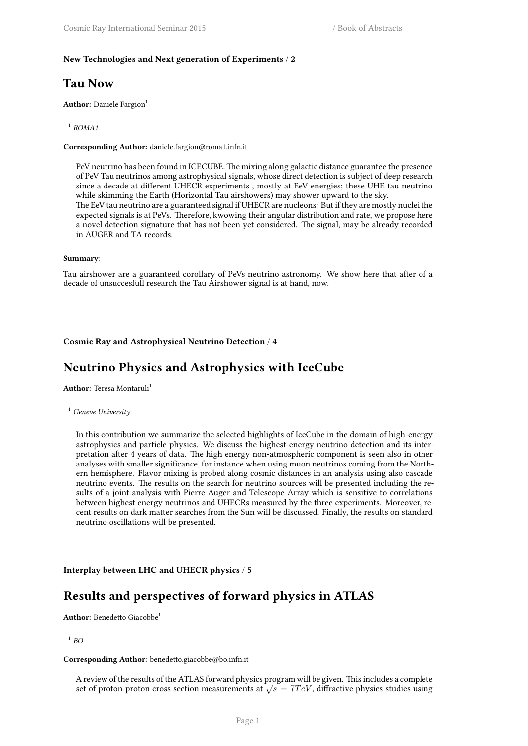**New Technologies and Next generation of Experiments / 2**

## Tau Now

**Author:** Daniele Fargion[1]

[1] *ROMA1*

**Corresponding Author:** daniele.fargion@roma1.infn.it

PeV neutrino has been found in ICECUBE. The mixing along galactic distance guarantee the presence of PeV Tau neutrinos among astrophysical signals, whose direct detection is subject of deep research since a decade at different UHECR experiments , mostly at EeV energies; these UHE tau neutrino while skimming the Earth (Horizontal Tau airshowers) may shower upward to the sky.
The EeV tau neutrino are a guaranteed signal if UHECR are nucleons: But if they are mostly nuclei the expected signals is at PeVs. Therefore, kwowing their angular distribution and rate, we propose here a novel detection signature that has not been yet considered. The signal, may be already recorded in AUGER and TA records.

**Summary**:

Tau airshower are a guaranteed corollary of PeVs neutrino astronomy. We show here that after of a decade of unsuccesfull research the Tau Airshower signal is at hand, now.

**Cosmic Ray and Astrophysical Neutrino Detection / 4**

## Neutrino Physics and Astrophysics with IceCube

**Author:** Teresa Montaruli[1]

[1] *Geneve University*

In this contribution we summarize the selected highlights of IceCube in the domain of high-energy astrophysics and particle physics. We discuss the highest-energy neutrino detection and its interpretation after 4 years of data. The high energy non-atmospheric component is seen also in other analyses with smaller significance, for instance when using muon neutrinos coming from the Northern hemisphere. Flavor mixing is probed along cosmic distances in an analysis using also cascade neutrino events. The results on the search for neutrino sources will be presented including the results of a joint analysis with Pierre Auger and Telescope Array which is sensitive to correlations between highest energy neutrinos and UHECRs measured by the three experiments. Moreover, recent results on dark matter searches from the Sun will be discussed. Finally, the results on standard neutrino oscillations will be presented.

**Interplay between LHC and UHECR physics / 5**

## Results and perspectives of forward physics in ATLAS

**Author:** Benedetto Giacobbe[1]

[1] *BO*

**Corresponding Author:** benedetto.giacobbe@bo.infn.it

A review of the results of the ATLAS forward physics program will be given. This includes a complete set of proton-proton cross section measurements at $\sqrt{s} = 7TeV$, diffractive physics studies using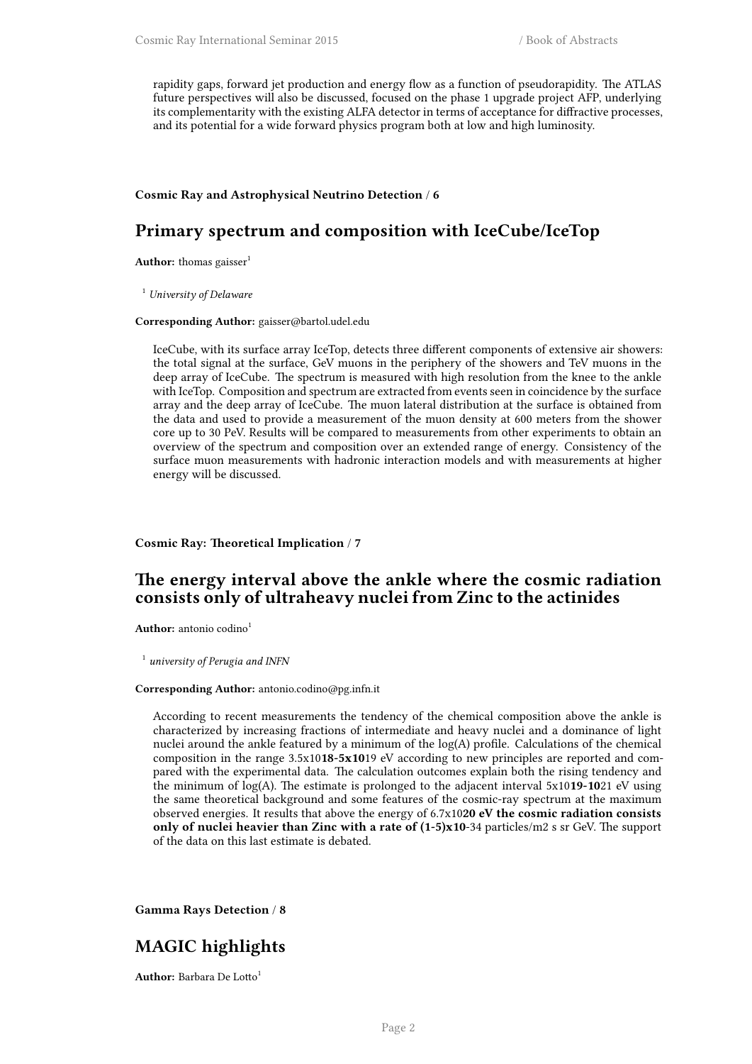rapidity gaps, forward jet production and energy flow as a function of pseudorapidity. The ATLAS future perspectives will also be discussed, focused on the phase 1 upgrade project AFP, underlying its complementarity with the existing ALFA detector in terms of acceptance for diffractive processes, and its potential for a wide forward physics program both at low and high luminosity.

**Cosmic Ray and Astrophysical Neutrino Detection / 6**

## Primary spectrum and composition with IceCube/IceTop

**Author:** thomas gaisser[1]

[1] *University of Delaware*

**Corresponding Author:** gaisser@bartol.udel.edu

IceCube, with its surface array IceTop, detects three different components of extensive air showers: the total signal at the surface, GeV muons in the periphery of the showers and TeV muons in the deep array of IceCube. The spectrum is measured with high resolution from the knee to the ankle with IceTop. Composition and spectrum are extracted from events seen in coincidence by the surface array and the deep array of IceCube. The muon lateral distribution at the surface is obtained from the data and used to provide a measurement of the muon density at 600 meters from the shower core up to 30 PeV. Results will be compared to measurements from other experiments to obtain an overview of the spectrum and composition over an extended range of energy. Consistency of the surface muon measurements with hadronic interaction models and with measurements at higher energy will be discussed.

**Cosmic Ray: Theoretical Implication / 7**

## The energy interval above the ankle where the cosmic radiation consists only of ultraheavy nuclei from Zinc to the actinides

**Author:** antonio codino[1]

[1] *university of Perugia and INFN*

**Corresponding Author:** antonio.codino@pg.infn.it

According to recent measurements the tendency of the chemical composition above the ankle is characterized by increasing fractions of intermediate and heavy nuclei and a dominance of light nuclei around the ankle featured by a minimum of the log(A) profile. Calculations of the chemical composition in the range 3.5x10**18-5x10**19 eV according to new principles are reported and compared with the experimental data. The calculation outcomes explain both the rising tendency and the minimum of log(A). The estimate is prolonged to the adjacent interval 5x10**19-10**21 eV using the same theoretical background and some features of the cosmic-ray spectrum at the maximum observed energies. It results that above the energy of 6.7x10**20 eV the cosmic radiation consists only of nuclei heavier than Zinc with a rate of (1-5)x10**-34 particles/m2 s sr GeV. The support of the data on this last estimate is debated.

**Gamma Rays Detection / 8**

## MAGIC highlights

**Author:** Barbara De Lotto[1]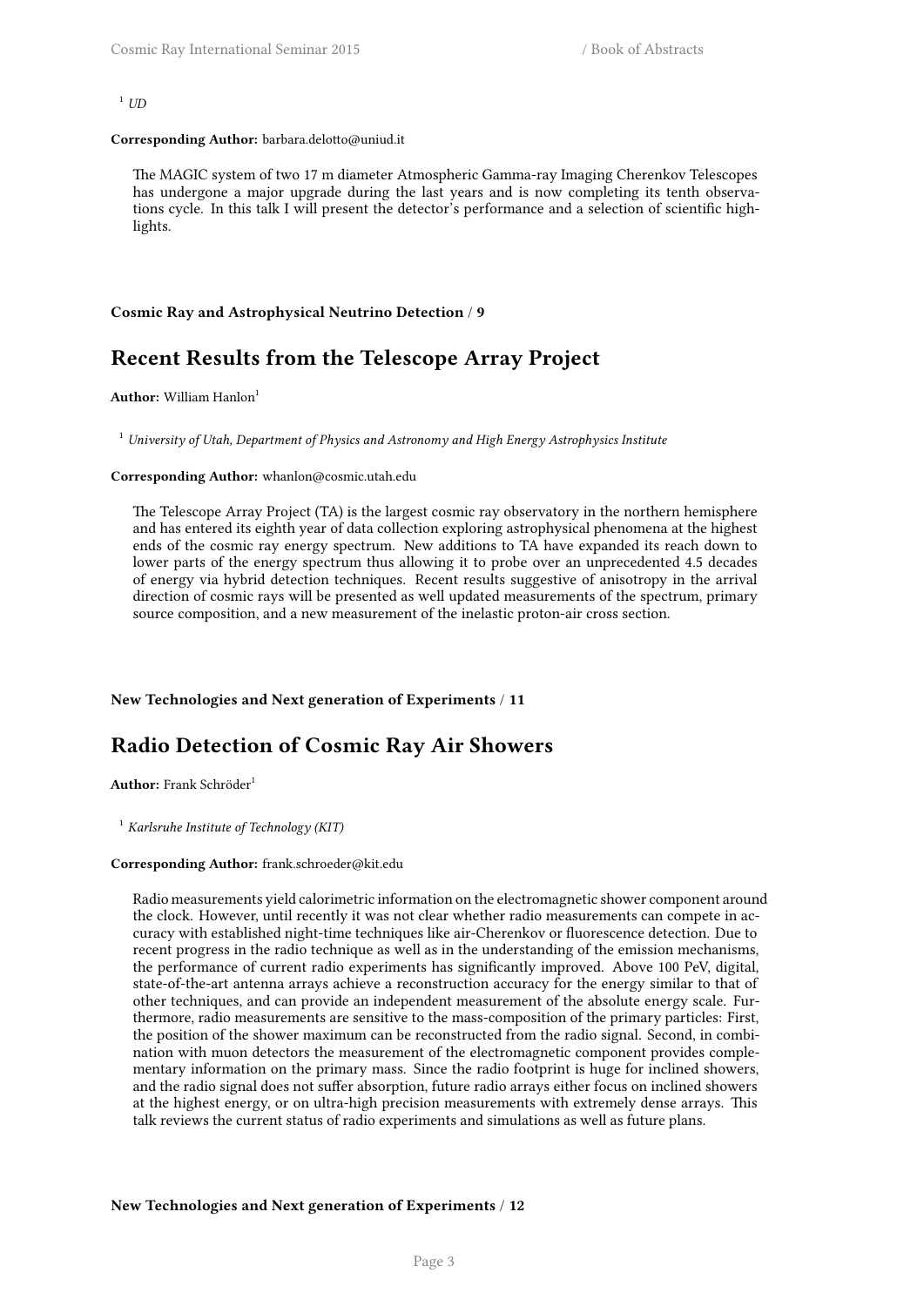[1] *UD*

**Corresponding Author:** barbara.delotto@uniud.it

The MAGIC system of two 17 m diameter Atmospheric Gamma-ray Imaging Cherenkov Telescopes has undergone a major upgrade during the last years and is now completing its tenth observations cycle. In this talk I will present the detector's performance and a selection of scientific highlights.

**Cosmic Ray and Astrophysical Neutrino Detection / 9**

## Recent Results from the Telescope Array Project

**Author:** William Hanlon[1]

[1] *University of Utah, Department of Physics and Astronomy and High Energy Astrophysics Institute*

**Corresponding Author:** whanlon@cosmic.utah.edu

The Telescope Array Project (TA) is the largest cosmic ray observatory in the northern hemisphere and has entered its eighth year of data collection exploring astrophysical phenomena at the highest ends of the cosmic ray energy spectrum. New additions to TA have expanded its reach down to lower parts of the energy spectrum thus allowing it to probe over an unprecedented 4.5 decades of energy via hybrid detection techniques. Recent results suggestive of anisotropy in the arrival direction of cosmic rays will be presented as well updated measurements of the spectrum, primary source composition, and a new measurement of the inelastic proton-air cross section.

**New Technologies and Next generation of Experiments / 11**

## Radio Detection of Cosmic Ray Air Showers

**Author:** Frank Schröder[1]

[1] *Karlsruhe Institute of Technology (KIT)*

**Corresponding Author:** frank.schroeder@kit.edu

Radio measurements yield calorimetric information on the electromagnetic shower component around the clock. However, until recently it was not clear whether radio measurements can compete in accuracy with established night-time techniques like air-Cherenkov or fluorescence detection. Due to recent progress in the radio technique as well as in the understanding of the emission mechanisms, the performance of current radio experiments has significantly improved. Above 100 PeV, digital, state-of-the-art antenna arrays achieve a reconstruction accuracy for the energy similar to that of other techniques, and can provide an independent measurement of the absolute energy scale. Furthermore, radio measurements are sensitive to the mass-composition of the primary particles: First, the position of the shower maximum can be reconstructed from the radio signal. Second, in combination with muon detectors the measurement of the electromagnetic component provides complementary information on the primary mass. Since the radio footprint is huge for inclined showers, and the radio signal does not suffer absorption, future radio arrays either focus on inclined showers at the highest energy, or on ultra-high precision measurements with extremely dense arrays. This talk reviews the current status of radio experiments and simulations as well as future plans.

**New Technologies and Next generation of Experiments / 12**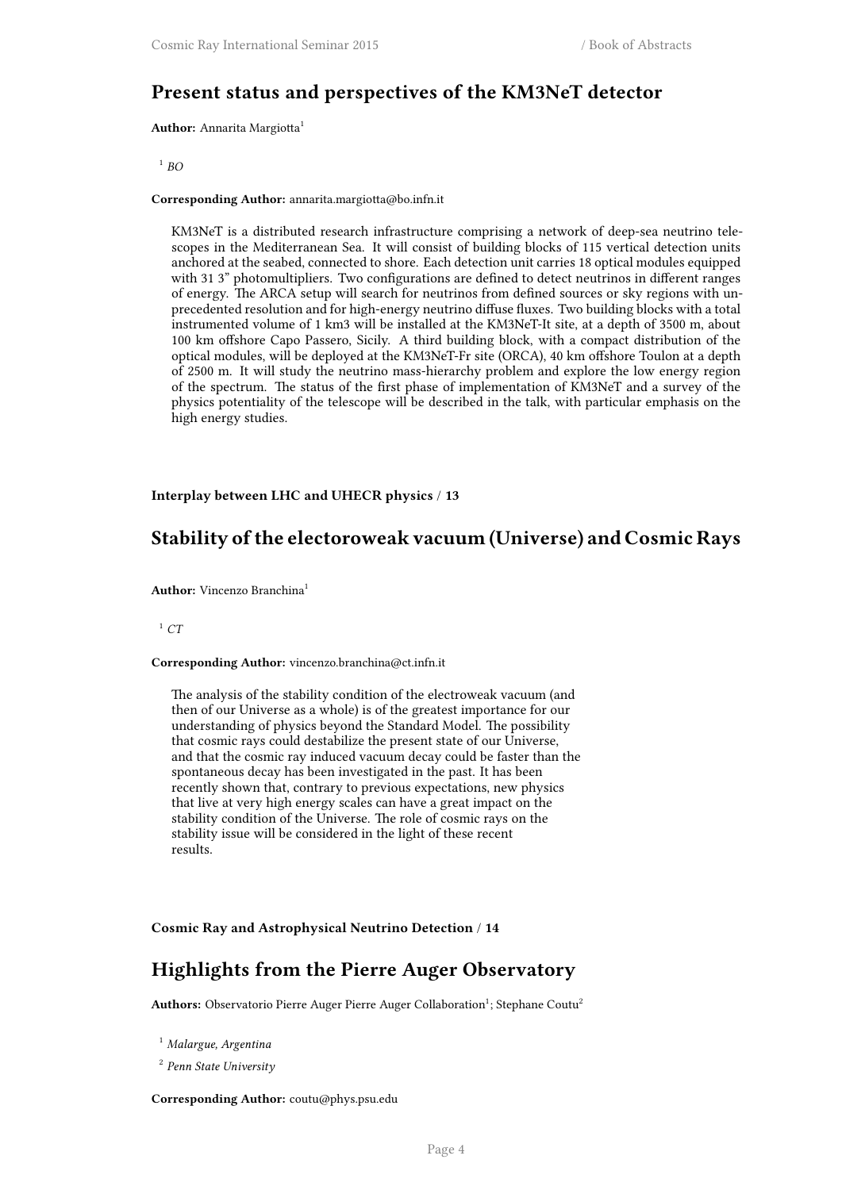## Present status and perspectives of the KM3NeT detector

**Author:** Annarita Margiotta[1]

[1] *BO*

**Corresponding Author:** annarita.margiotta@bo.infn.it

KM3NeT is a distributed research infrastructure comprising a network of deep-sea neutrino telescopes in the Mediterranean Sea. It will consist of building blocks of 115 vertical detection units anchored at the seabed, connected to shore. Each detection unit carries 18 optical modules equipped with 31 3" photomultipliers. Two configurations are defined to detect neutrinos in different ranges of energy. The ARCA setup will search for neutrinos from defined sources or sky regions with unprecedented resolution and for high-energy neutrino diffuse fluxes. Two building blocks with a total instrumented volume of 1 km3 will be installed at the KM3NeT-It site, at a depth of 3500 m, about 100 km offshore Capo Passero, Sicily. A third building block, with a compact distribution of the optical modules, will be deployed at the KM3NeT-Fr site (ORCA), 40 km offshore Toulon at a depth of 2500 m. It will study the neutrino mass-hierarchy problem and explore the low energy region of the spectrum. The status of the first phase of implementation of KM3NeT and a survey of the physics potentiality of the telescope will be described in the talk, with particular emphasis on the high energy studies.

**Interplay between LHC and UHECR physics / 13**

## Stability of the electoroweak vacuum (Universe) and Cosmic Rays

**Author:** Vincenzo Branchina[1]

[1] *CT*

**Corresponding Author:** vincenzo.branchina@ct.infn.it

The analysis of the stability condition of the electroweak vacuum (and then of our Universe as a whole) is of the greatest importance for our understanding of physics beyond the Standard Model. The possibility that cosmic rays could destabilize the present state of our Universe, and that the cosmic ray induced vacuum decay could be faster than the spontaneous decay has been investigated in the past. It has been recently shown that, contrary to previous expectations, new physics that live at very high energy scales can have a great impact on the stability condition of the Universe. The role of cosmic rays on the stability issue will be considered in the light of these recent results.

**Cosmic Ray and Astrophysical Neutrino Detection / 14**

## Highlights from the Pierre Auger Observatory

**Authors:** Observatorio Pierre Auger Pierre Auger Collaboration[1]; Stephane Coutu[2]

[1] *Malargue, Argentina*

[2] *Penn State University*

**Corresponding Author:** coutu@phys.psu.edu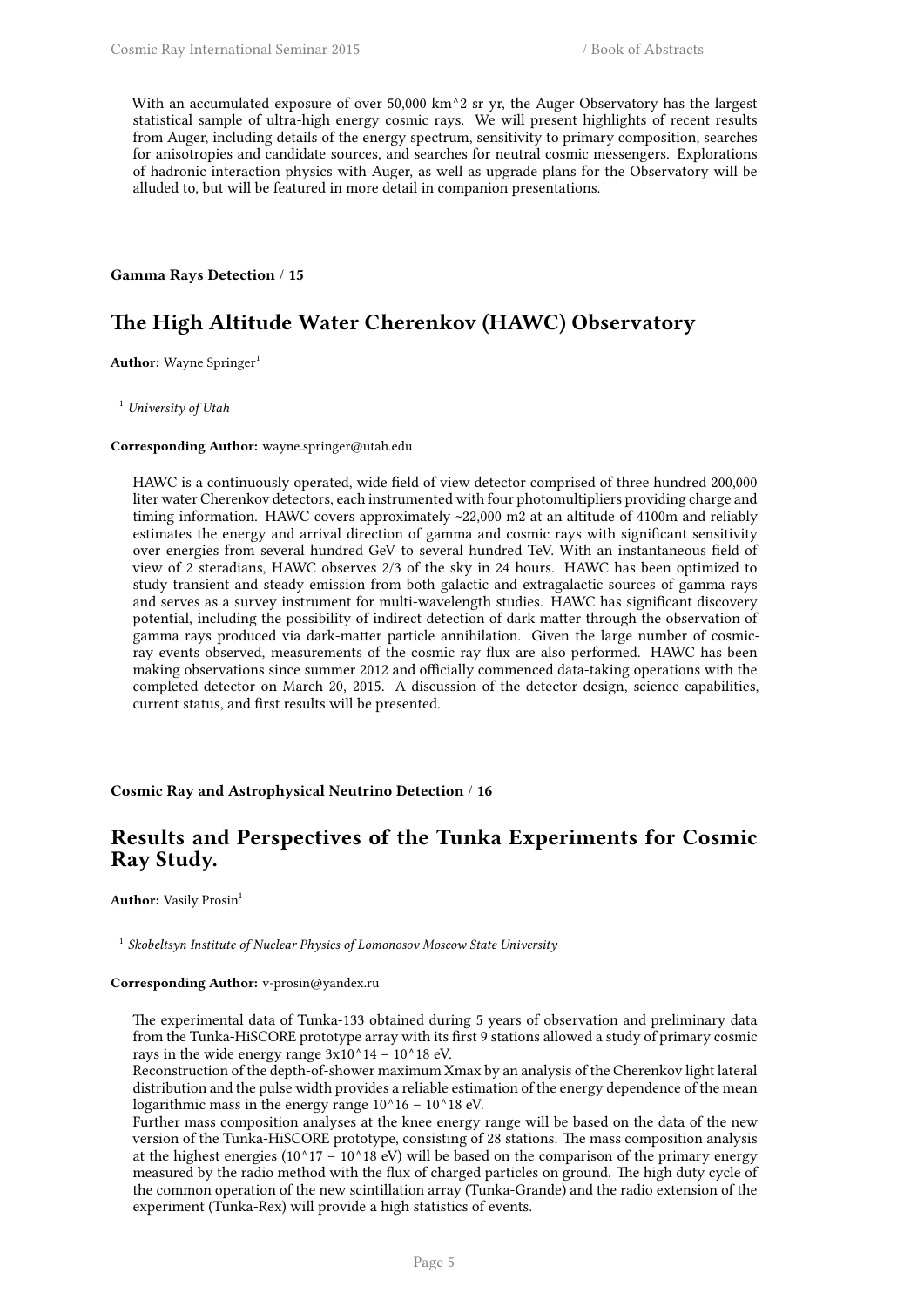With an accumulated exposure of over 50,000 km^2 sr yr, the Auger Observatory has the largest statistical sample of ultra-high energy cosmic rays. We will present highlights of recent results from Auger, including details of the energy spectrum, sensitivity to primary composition, searches for anisotropies and candidate sources, and searches for neutral cosmic messengers. Explorations of hadronic interaction physics with Auger, as well as upgrade plans for the Observatory will be alluded to, but will be featured in more detail in companion presentations.

**Gamma Rays Detection** / **15**

## The High Altitude Water Cherenkov (HAWC) Observatory

**Author:** Wayne Springer[1]

[1] *University of Utah*

**Corresponding Author:** wayne.springer@utah.edu

HAWC is a continuously operated, wide field of view detector comprised of three hundred 200,000 liter water Cherenkov detectors, each instrumented with four photomultipliers providing charge and timing information. HAWC covers approximately ~22,000 m2 at an altitude of 4100m and reliably estimates the energy and arrival direction of gamma and cosmic rays with significant sensitivity over energies from several hundred GeV to several hundred TeV. With an instantaneous field of view of 2 steradians, HAWC observes 2/3 of the sky in 24 hours. HAWC has been optimized to study transient and steady emission from both galactic and extragalactic sources of gamma rays and serves as a survey instrument for multi-wavelength studies. HAWC has significant discovery potential, including the possibility of indirect detection of dark matter through the observation of gamma rays produced via dark-matter particle annihilation. Given the large number of cosmic-ray events observed, measurements of the cosmic ray flux are also performed. HAWC has been making observations since summer 2012 and officially commenced data-taking operations with the completed detector on March 20, 2015. A discussion of the detector design, science capabilities, current status, and first results will be presented.

**Cosmic Ray and Astrophysical Neutrino Detection** / **16**

## Results and Perspectives of the Tunka Experiments for Cosmic Ray Study.

**Author:** Vasily Prosin[1]

[1] *Skobeltsyn Institute of Nuclear Physics of Lomonosov Moscow State University*

**Corresponding Author:** v-prosin@yandex.ru

The experimental data of Tunka-133 obtained during 5 years of observation and preliminary data from the Tunka-HiSCORE prototype array with its first 9 stations allowed a study of primary cosmic rays in the wide energy range 3x10^14 – 10^18 eV.
Reconstruction of the depth-of-shower maximum Xmax by an analysis of the Cherenkov light lateral distribution and the pulse width provides a reliable estimation of the energy dependence of the mean logarithmic mass in the energy range 10^16 – 10^18 eV.
Further mass composition analyses at the knee energy range will be based on the data of the new version of the Tunka-HiSCORE prototype, consisting of 28 stations. The mass composition analysis at the highest energies (10^17 – 10^18 eV) will be based on the comparison of the primary energy measured by the radio method with the flux of charged particles on ground. The high duty cycle of the common operation of the new scintillation array (Tunka-Grande) and the radio extension of the experiment (Tunka-Rex) will provide a high statistics of events.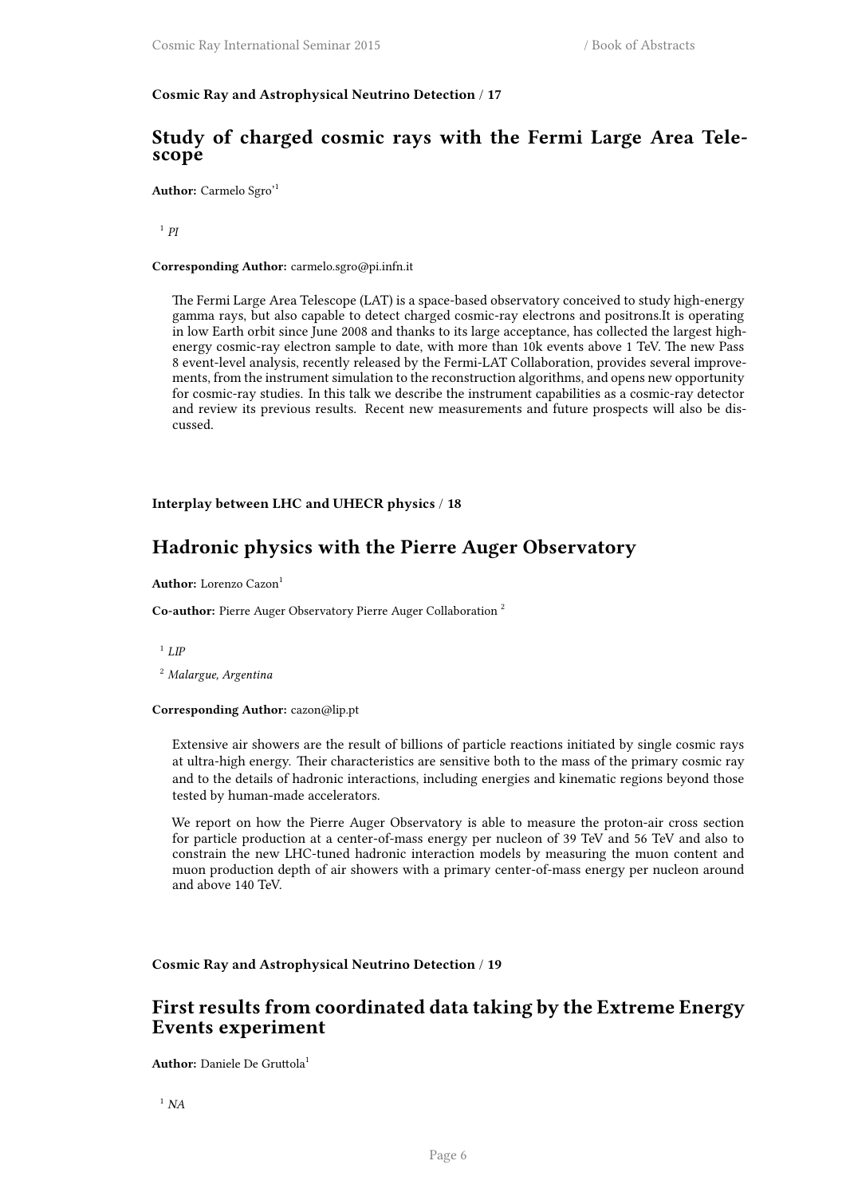**Cosmic Ray and Astrophysical Neutrino Detection / 17**

## Study of charged cosmic rays with the Fermi Large Area Telescope

**Author:** Carmelo Sgro'[1]

[1] *PI*

**Corresponding Author:** carmelo.sgro@pi.infn.it

The Fermi Large Area Telescope (LAT) is a space-based observatory conceived to study high-energy gamma rays, but also capable to detect charged cosmic-ray electrons and positrons.It is operating in low Earth orbit since June 2008 and thanks to its large acceptance, has collected the largest high-energy cosmic-ray electron sample to date, with more than 10k events above 1 TeV. The new Pass 8 event-level analysis, recently released by the Fermi-LAT Collaboration, provides several improvements, from the instrument simulation to the reconstruction algorithms, and opens new opportunity for cosmic-ray studies. In this talk we describe the instrument capabilities as a cosmic-ray detector and review its previous results. Recent new measurements and future prospects will also be discussed.

**Interplay between LHC and UHECR physics / 18**

## Hadronic physics with the Pierre Auger Observatory

**Author:** Lorenzo Cazon[1]

**Co-author:** Pierre Auger Observatory Pierre Auger Collaboration [2]

[1] *LIP*

[2] *Malargue, Argentina*

**Corresponding Author:** cazon@lip.pt

Extensive air showers are the result of billions of particle reactions initiated by single cosmic rays at ultra-high energy. Their characteristics are sensitive both to the mass of the primary cosmic ray and to the details of hadronic interactions, including energies and kinematic regions beyond those tested by human-made accelerators.

We report on how the Pierre Auger Observatory is able to measure the proton-air cross section for particle production at a center-of-mass energy per nucleon of 39 TeV and 56 TeV and also to constrain the new LHC-tuned hadronic interaction models by measuring the muon content and muon production depth of air showers with a primary center-of-mass energy per nucleon around and above 140 TeV.

**Cosmic Ray and Astrophysical Neutrino Detection / 19**

## First results from coordinated data taking by the Extreme Energy Events experiment

**Author:** Daniele De Gruttola[1]

[1] *NA*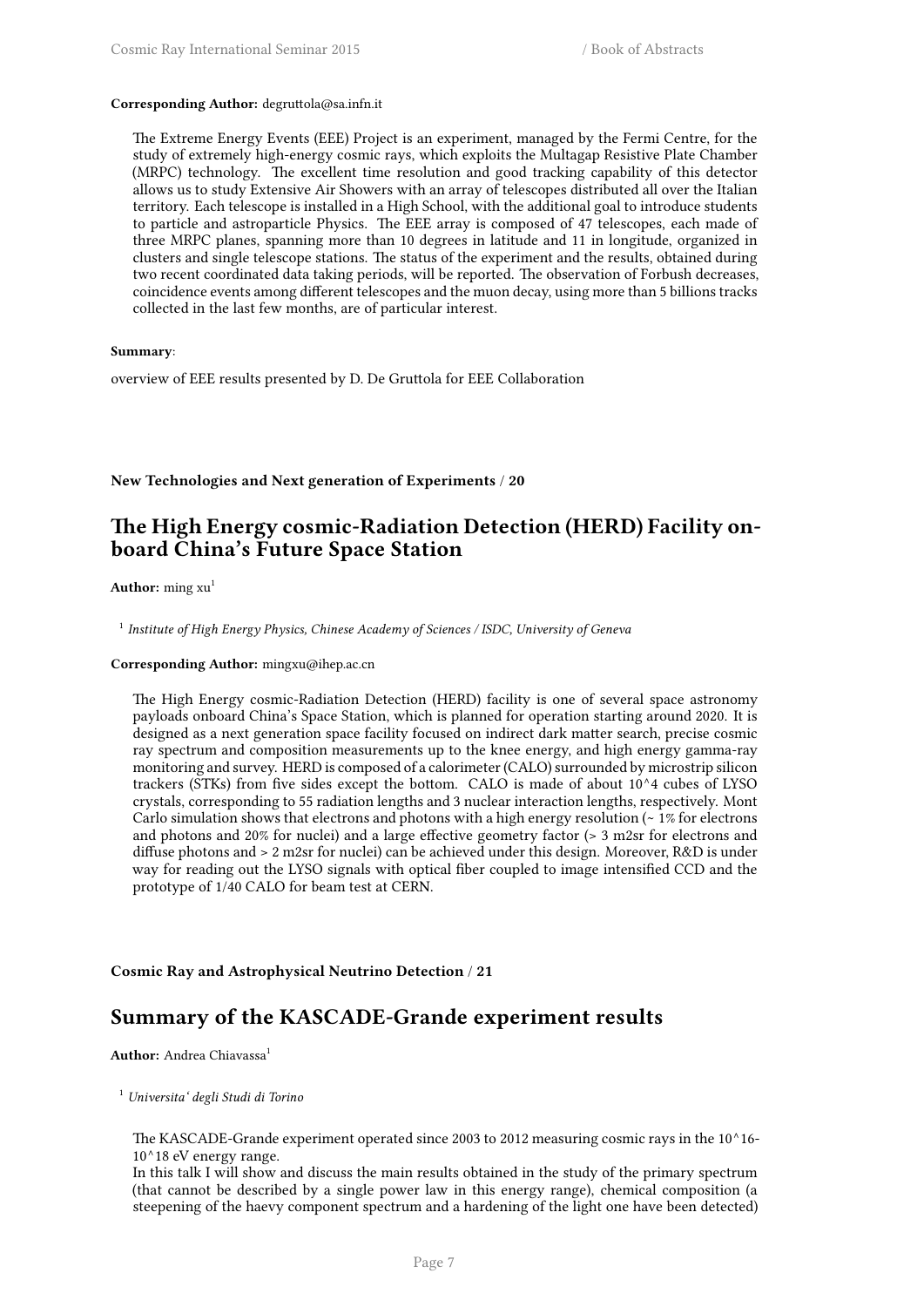**Corresponding Author:** degruttola@sa.infn.it

The Extreme Energy Events (EEE) Project is an experiment, managed by the Fermi Centre, for the study of extremely high-energy cosmic rays, which exploits the Multagap Resistive Plate Chamber (MRPC) technology. The excellent time resolution and good tracking capability of this detector allows us to study Extensive Air Showers with an array of telescopes distributed all over the Italian territory. Each telescope is installed in a High School, with the additional goal to introduce students to particle and astroparticle Physics. The EEE array is composed of 47 telescopes, each made of three MRPC planes, spanning more than 10 degrees in latitude and 11 in longitude, organized in clusters and single telescope stations. The status of the experiment and the results, obtained during two recent coordinated data taking periods, will be reported. The observation of Forbush decreases, coincidence events among different telescopes and the muon decay, using more than 5 billions tracks collected in the last few months, are of particular interest.

**Summary**:

overview of EEE results presented by D. De Gruttola for EEE Collaboration

**New Technologies and Next generation of Experiments / 20**

## The High Energy cosmic-Radiation Detection (HERD) Facility onboard China's Future Space Station

**Author:** ming xu[1]

[1] *Institute of High Energy Physics, Chinese Academy of Sciences / ISDC, University of Geneva*

**Corresponding Author:** mingxu@ihep.ac.cn

The High Energy cosmic-Radiation Detection (HERD) facility is one of several space astronomy payloads onboard China's Space Station, which is planned for operation starting around 2020. It is designed as a next generation space facility focused on indirect dark matter search, precise cosmic ray spectrum and composition measurements up to the knee energy, and high energy gamma-ray monitoring and survey. HERD is composed of a calorimeter (CALO) surrounded by microstrip silicon trackers (STKs) from five sides except the bottom. CALO is made of about 10^4 cubes of LYSO crystals, corresponding to 55 radiation lengths and 3 nuclear interaction lengths, respectively. Mont Carlo simulation shows that electrons and photons with a high energy resolution (~ 1% for electrons and photons and 20% for nuclei) and a large effective geometry factor (> 3 m2sr for electrons and diffuse photons and > 2 m2sr for nuclei) can be achieved under this design. Moreover, R&D is under way for reading out the LYSO signals with optical fiber coupled to image intensified CCD and the prototype of 1/40 CALO for beam test at CERN.

**Cosmic Ray and Astrophysical Neutrino Detection / 21**

## Summary of the KASCADE-Grande experiment results

**Author:** Andrea Chiavassa[1]

[1] *Universita' degli Studi di Torino*

The KASCADE-Grande experiment operated since 2003 to 2012 measuring cosmic rays in the 10^16-10^18 eV energy range.
In this talk I will show and discuss the main results obtained in the study of the primary spectrum (that cannot be described by a single power law in this energy range), chemical composition (a steepening of the haevy component spectrum and a hardening of the light one have been detected)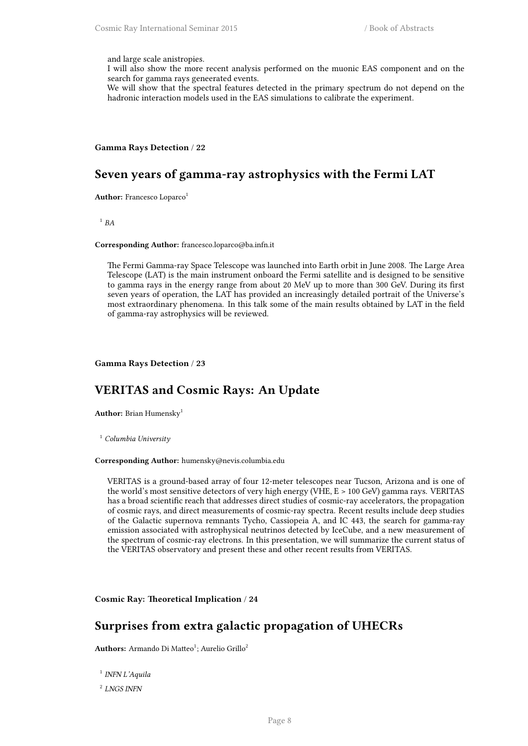and large scale anistropies.
I will also show the more recent analysis performed on the muonic EAS component and on the search for gamma rays geneerated events.
We will show that the spectral features detected in the primary spectrum do not depend on the hadronic interaction models used in the EAS simulations to calibrate the experiment.

**Gamma Rays Detection** / **22**

## Seven years of gamma-ray astrophysics with the Fermi LAT

**Author:** Francesco Loparco[1]

[1] *BA*

**Corresponding Author:** francesco.loparco@ba.infn.it

The Fermi Gamma-ray Space Telescope was launched into Earth orbit in June 2008. The Large Area Telescope (LAT) is the main instrument onboard the Fermi satellite and is designed to be sensitive to gamma rays in the energy range from about 20 MeV up to more than 300 GeV. During its first seven years of operation, the LAT has provided an increasingly detailed portrait of the Universe's most extraordinary phenomena. In this talk some of the main results obtained by LAT in the field of gamma-ray astrophysics will be reviewed.

**Gamma Rays Detection** / **23**

## VERITAS and Cosmic Rays: An Update

**Author:** Brian Humensky[1]

[1] *Columbia University*

**Corresponding Author:** humensky@nevis.columbia.edu

VERITAS is a ground-based array of four 12-meter telescopes near Tucson, Arizona and is one of the world's most sensitive detectors of very high energy (VHE, E > 100 GeV) gamma rays. VERITAS has a broad scientific reach that addresses direct studies of cosmic-ray accelerators, the propagation of cosmic rays, and direct measurements of cosmic-ray spectra. Recent results include deep studies of the Galactic supernova remnants Tycho, Cassiopeia A, and IC 443, the search for gamma-ray emission associated with astrophysical neutrinos detected by IceCube, and a new measurement of the spectrum of cosmic-ray electrons. In this presentation, we will summarize the current status of the VERITAS observatory and present these and other recent results from VERITAS.

**Cosmic Ray: Theoretical Implication** / **24**

## Surprises from extra galactic propagation of UHECRs

**Authors:** Armando Di Matteo[1]; Aurelio Grillo[2]

[1] *INFN L'Aquila*

[2] *LNGS INFN*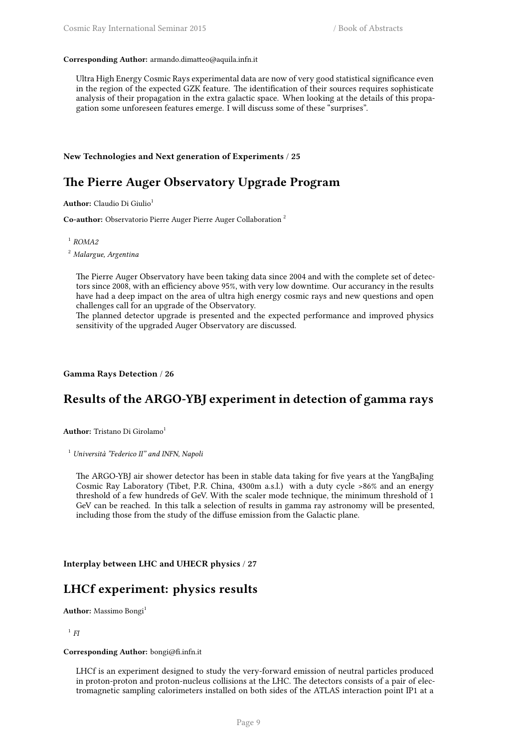**Corresponding Author:** armando.dimatteo@aquila.infn.it

Ultra High Energy Cosmic Rays experimental data are now of very good statistical significance even in the region of the expected GZK feature. The identification of their sources requires sophisticate analysis of their propagation in the extra galactic space. When looking at the details of this propagation some unforeseen features emerge. I will discuss some of these "surprises".

**New Technologies and Next generation of Experiments** / **25**

## The Pierre Auger Observatory Upgrade Program

**Author:** Claudio Di Giulio[1]

**Co-author:** Observatorio Pierre Auger Pierre Auger Collaboration [2]

[1] *ROMA2*

[2] *Malargue, Argentina*

The Pierre Auger Observatory have been taking data since 2004 and with the complete set of detectors since 2008, with an efficiency above 95%, with very low downtime. Our accurancy in the results have had a deep impact on the area of ultra high energy cosmic rays and new questions and open challenges call for an upgrade of the Observatory.
The planned detector upgrade is presented and the expected performance and improved physics sensitivity of the upgraded Auger Observatory are discussed.

**Gamma Rays Detection** / **26**

## Results of the ARGO-YBJ experiment in detection of gamma rays

**Author:** Tristano Di Girolamo[1]

[1] *Università "Federico II" and INFN, Napoli*

The ARGO-YBJ air shower detector has been in stable data taking for five years at the YangBaJing Cosmic Ray Laboratory (Tibet, P.R. China, 4300m a.s.l.) with a duty cycle >86% and an energy threshold of a few hundreds of GeV. With the scaler mode technique, the minimum threshold of 1 GeV can be reached. In this talk a selection of results in gamma ray astronomy will be presented, including those from the study of the diffuse emission from the Galactic plane.

**Interplay between LHC and UHECR physics** / **27**

## LHCf experiment: physics results

**Author:** Massimo Bongi[1]

[1] *FI*

**Corresponding Author:** bongi@fi.infn.it

LHCf is an experiment designed to study the very-forward emission of neutral particles produced in proton-proton and proton-nucleus collisions at the LHC. The detectors consists of a pair of electromagnetic sampling calorimeters installed on both sides of the ATLAS interaction point IP1 at a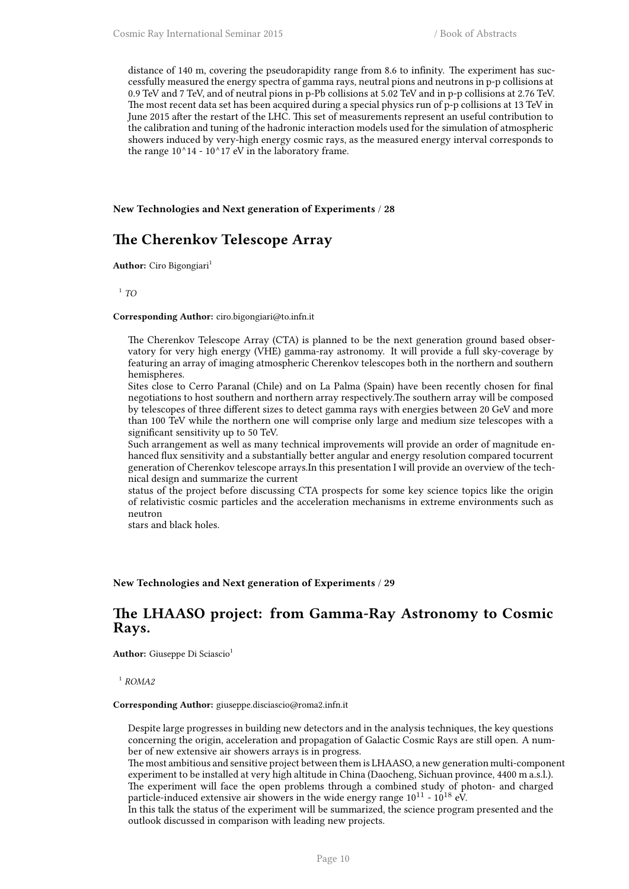distance of 140 m, covering the pseudorapidity range from 8.6 to infinity. The experiment has successfully measured the energy spectra of gamma rays, neutral pions and neutrons in p-p collisions at 0.9 TeV and 7 TeV, and of neutral pions in p-Pb collisions at 5.02 TeV and in p-p collisions at 2.76 TeV. The most recent data set has been acquired during a special physics run of p-p collisions at 13 TeV in June 2015 after the restart of the LHC. This set of measurements represent an useful contribution to the calibration and tuning of the hadronic interaction models used for the simulation of atmospheric showers induced by very-high energy cosmic rays, as the measured energy interval corresponds to the range 10^14 - 10^17 eV in the laboratory frame.

**New Technologies and Next generation of Experiments / 28**

## The Cherenkov Telescope Array

**Author:** Ciro Bigongiari[1]

[1] *TO*

**Corresponding Author:** ciro.bigongiari@to.infn.it

The Cherenkov Telescope Array (CTA) is planned to be the next generation ground based observatory for very high energy (VHE) gamma-ray astronomy. It will provide a full sky-coverage by featuring an array of imaging atmospheric Cherenkov telescopes both in the northern and southern hemispheres.
Sites close to Cerro Paranal (Chile) and on La Palma (Spain) have been recently chosen for final negotiations to host southern and northern array respectively.The southern array will be composed by telescopes of three different sizes to detect gamma rays with energies between 20 GeV and more than 100 TeV while the northern one will comprise only large and medium size telescopes with a significant sensitivity up to 50 TeV.
Such arrangement as well as many technical improvements will provide an order of magnitude enhanced flux sensitivity and a substantially better angular and energy resolution compared tocurrent generation of Cherenkov telescope arrays.In this presentation I will provide an overview of the technical design and summarize the current
status of the project before discussing CTA prospects for some key science topics like the origin of relativistic cosmic particles and the acceleration mechanisms in extreme environments such as neutron
stars and black holes.

**New Technologies and Next generation of Experiments / 29**

## The LHAASO project: from Gamma-Ray Astronomy to Cosmic Rays.

**Author:** Giuseppe Di Sciascio[1]

[1] *ROMA2*

**Corresponding Author:** giuseppe.disciascio@roma2.infn.it

Despite large progresses in building new detectors and in the analysis techniques, the key questions concerning the origin, acceleration and propagation of Galactic Cosmic Rays are still open. A number of new extensive air showers arrays is in progress.
The most ambitious and sensitive project between them is LHAASO, a new generation multi-component experiment to be installed at very high altitude in China (Daocheng, Sichuan province, 4400 m a.s.l.). The experiment will face the open problems through a combined study of photon- and charged particle-induced extensive air showers in the wide energy range $10^{11}$ - $10^{18}$ eV.
In this talk the status of the experiment will be summarized, the science program presented and the outlook discussed in comparison with leading new projects.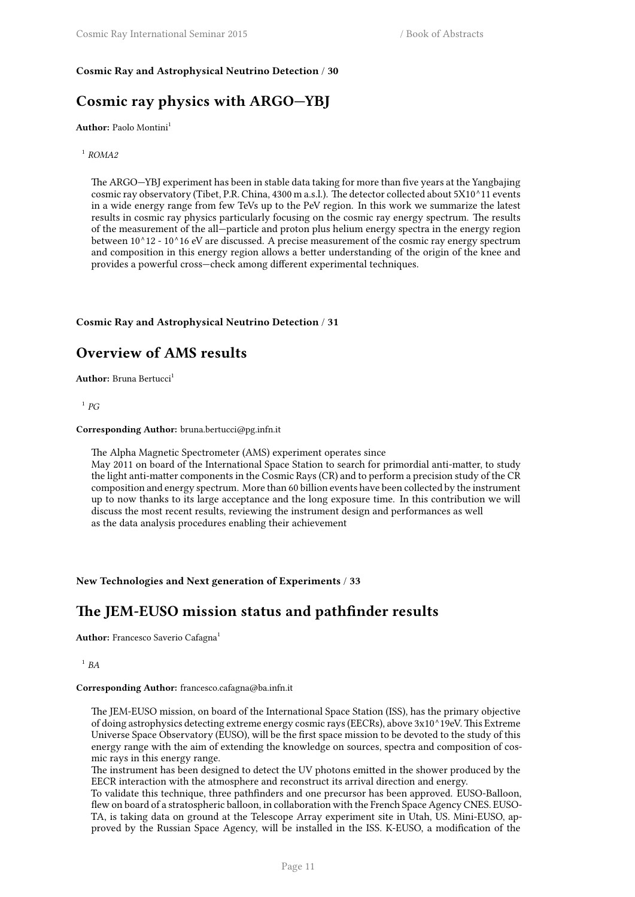**Cosmic Ray and Astrophysical Neutrino Detection / 30**

## Cosmic ray physics with ARGO—YBJ

**Author:** Paolo Montini[1]

[1] *ROMA2*

The ARGO—YBJ experiment has been in stable data taking for more than five years at the Yangbajing cosmic ray observatory (Tibet, P.R. China, 4300 m a.s.l.). The detector collected about 5X10^11 events in a wide energy range from few TeVs up to the PeV region. In this work we summarize the latest results in cosmic ray physics particularly focusing on the cosmic ray energy spectrum. The results of the measurement of the all—particle and proton plus helium energy spectra in the energy region between 10^12 - 10^16 eV are discussed. A precise measurement of the cosmic ray energy spectrum and composition in this energy region allows a better understanding of the origin of the knee and provides a powerful cross—check among different experimental techniques.

**Cosmic Ray and Astrophysical Neutrino Detection / 31**

## Overview of AMS results

**Author:** Bruna Bertucci[1]

[1] *PG*

**Corresponding Author:** bruna.bertucci@pg.infn.it

The Alpha Magnetic Spectrometer (AMS) experiment operates since
May 2011 on board of the International Space Station to search for primordial anti-matter, to study the light anti-matter components in the Cosmic Rays (CR) and to perform a precision study of the CR composition and energy spectrum. More than 60 billion events have been collected by the instrument up to now thanks to its large acceptance and the long exposure time. In this contribution we will discuss the most recent results, reviewing the instrument design and performances as well
as the data analysis procedures enabling their achievement

**New Technologies and Next generation of Experiments / 33**

## The JEM-EUSO mission status and pathfinder results

**Author:** Francesco Saverio Cafagna[1]

[1] *BA*

**Corresponding Author:** francesco.cafagna@ba.infn.it

The JEM-EUSO mission, on board of the International Space Station (ISS), has the primary objective of doing astrophysics detecting extreme energy cosmic rays (EECRs), above 3x10^19eV. This Extreme Universe Space Observatory (EUSO), will be the first space mission to be devoted to the study of this energy range with the aim of extending the knowledge on sources, spectra and composition of cosmic rays in this energy range.
The instrument has been designed to detect the UV photons emitted in the shower produced by the EECR interaction with the atmosphere and reconstruct its arrival direction and energy.
To validate this technique, three pathfinders and one precursor has been approved. EUSO-Balloon, flew on board of a stratospheric balloon, in collaboration with the French Space Agency CNES. EUSO-TA, is taking data on ground at the Telescope Array experiment site in Utah, US. Mini-EUSO, approved by the Russian Space Agency, will be installed in the ISS. K-EUSO, a modification of the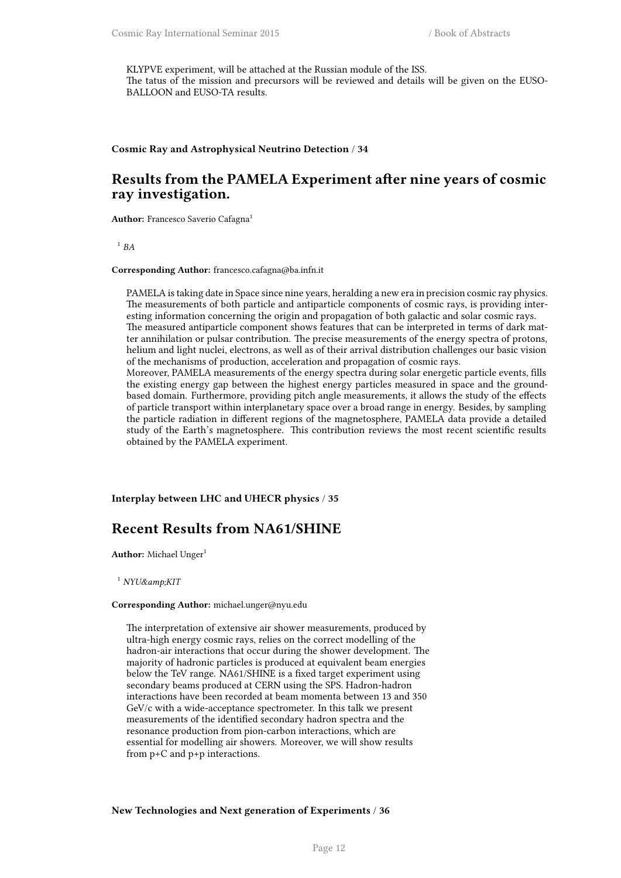KLYPVE experiment, will be attached at the Russian module of the ISS.
The tatus of the mission and precursors will be reviewed and details will be given on the EUSO-BALLOON and EUSO-TA results.

**Cosmic Ray and Astrophysical Neutrino Detection / 34**

## Results from the PAMELA Experiment after nine years of cosmic ray investigation.

**Author:** Francesco Saverio Cafagna[1]

[1] *BA*

**Corresponding Author:** francesco.cafagna@ba.infn.it

PAMELA is taking date in Space since nine years, heralding a new era in precision cosmic ray physics. The measurements of both particle and antiparticle components of cosmic rays, is providing interesting information concerning the origin and propagation of both galactic and solar cosmic rays.
The measured antiparticle component shows features that can be interpreted in terms of dark matter annihilation or pulsar contribution. The precise measurements of the energy spectra of protons, helium and light nuclei, electrons, as well as of their arrival distribution challenges our basic vision of the mechanisms of production, acceleration and propagation of cosmic rays.
Moreover, PAMELA measurements of the energy spectra during solar energetic particle events, fills the existing energy gap between the highest energy particles measured in space and the ground-based domain. Furthermore, providing pitch angle measurements, it allows the study of the effects of particle transport within interplanetary space over a broad range in energy. Besides, by sampling the particle radiation in different regions of the magnetosphere, PAMELA data provide a detailed study of the Earth's magnetosphere. This contribution reviews the most recent scientific results obtained by the PAMELA experiment.

**Interplay between LHC and UHECR physics / 35**

## Recent Results from NA61/SHINE

**Author:** Michael Unger[1]

[1] *NYU&amp;KIT*

**Corresponding Author:** michael.unger@nyu.edu

The interpretation of extensive air shower measurements, produced by ultra-high energy cosmic rays, relies on the correct modelling of the hadron-air interactions that occur during the shower development. The majority of hadronic particles is produced at equivalent beam energies below the TeV range. NA61/SHINE is a fixed target experiment using secondary beams produced at CERN using the SPS. Hadron-hadron interactions have been recorded at beam momenta between 13 and 350 GeV/c with a wide-acceptance spectrometer. In this talk we present measurements of the identified secondary hadron spectra and the resonance production from pion-carbon interactions, which are essential for modelling air showers. Moreover, we will show results from p+C and p+p interactions.

**New Technologies and Next generation of Experiments / 36**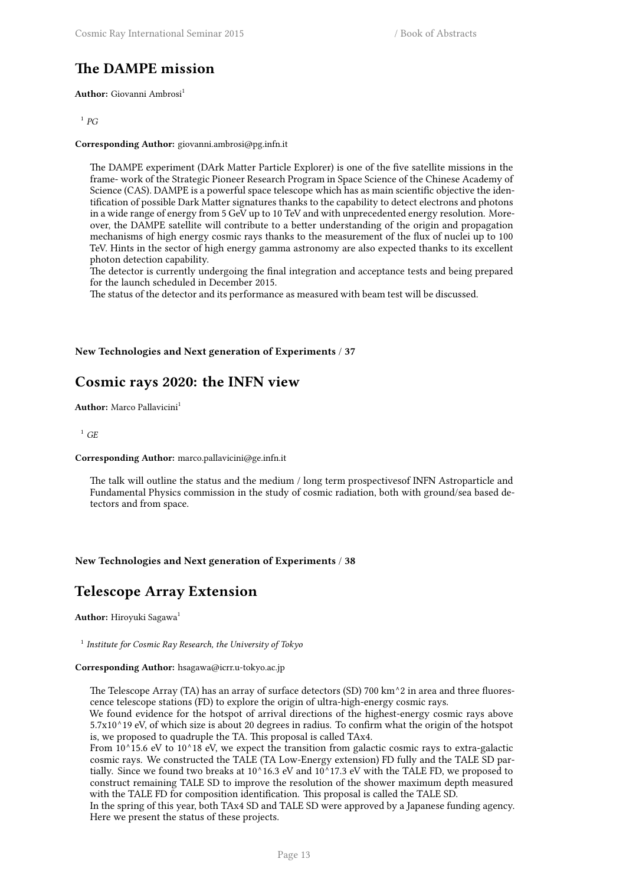## The DAMPE mission

**Author:** Giovanni Ambrosi[1]

[1] *PG*

**Corresponding Author:** giovanni.ambrosi@pg.infn.it

The DAMPE experiment (DArk Matter Particle Explorer) is one of the five satellite missions in the frame- work of the Strategic Pioneer Research Program in Space Science of the Chinese Academy of Science (CAS). DAMPE is a powerful space telescope which has as main scientific objective the identification of possible Dark Matter signatures thanks to the capability to detect electrons and photons in a wide range of energy from 5 GeV up to 10 TeV and with unprecedented energy resolution. Moreover, the DAMPE satellite will contribute to a better understanding of the origin and propagation mechanisms of high energy cosmic rays thanks to the measurement of the flux of nuclei up to 100 TeV. Hints in the sector of high energy gamma astronomy are also expected thanks to its excellent photon detection capability.
The detector is currently undergoing the final integration and acceptance tests and being prepared for the launch scheduled in December 2015.
The status of the detector and its performance as measured with beam test will be discussed.

**New Technologies and Next generation of Experiments / 37**

## Cosmic rays 2020: the INFN view

**Author:** Marco Pallavicini[1]

[1] *GE*

**Corresponding Author:** marco.pallavicini@ge.infn.it

The talk will outline the status and the medium / long term prospectivesof INFN Astroparticle and Fundamental Physics commission in the study of cosmic radiation, both with ground/sea based detectors and from space.

**New Technologies and Next generation of Experiments / 38**

## Telescope Array Extension

**Author:** Hiroyuki Sagawa[1]

[1] *Institute for Cosmic Ray Research, the University of Tokyo*

**Corresponding Author:** hsagawa@icrr.u-tokyo.ac.jp

The Telescope Array (TA) has an array of surface detectors (SD) 700 km^2 in area and three fluorescence telescope stations (FD) to explore the origin of ultra-high-energy cosmic rays.
We found evidence for the hotspot of arrival directions of the highest-energy cosmic rays above 5.7x10^19 eV, of which size is about 20 degrees in radius. To confirm what the origin of the hotspot is, we proposed to quadruple the TA. This proposal is called TAx4.
From 10^15.6 eV to 10^18 eV, we expect the transition from galactic cosmic rays to extra-galactic cosmic rays. We constructed the TALE (TA Low-Energy extension) FD fully and the TALE SD partially. Since we found two breaks at 10^16.3 eV and 10^17.3 eV with the TALE FD, we proposed to construct remaining TALE SD to improve the resolution of the shower maximum depth measured with the TALE FD for composition identification. This proposal is called the TALE SD.
In the spring of this year, both TAx4 SD and TALE SD were approved by a Japanese funding agency. Here we present the status of these projects.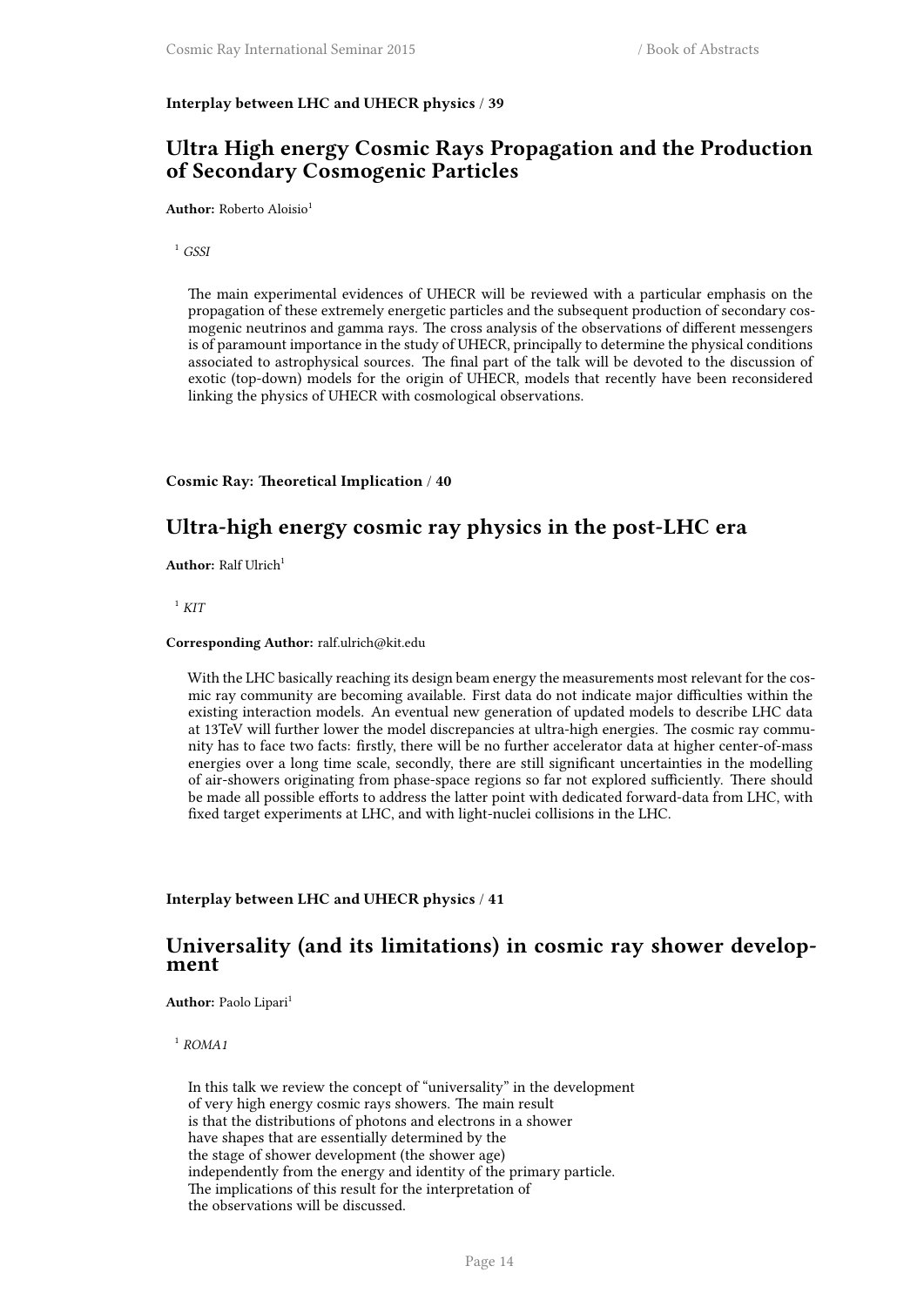**Interplay between LHC and UHECR physics / 39**

## Ultra High energy Cosmic Rays Propagation and the Production of Secondary Cosmogenic Particles

**Author:** Roberto Aloisio[1]

[1] *GSSI*

The main experimental evidences of UHECR will be reviewed with a particular emphasis on the propagation of these extremely energetic particles and the subsequent production of secondary cosmogenic neutrinos and gamma rays. The cross analysis of the observations of different messengers is of paramount importance in the study of UHECR, principally to determine the physical conditions associated to astrophysical sources. The final part of the talk will be devoted to the discussion of exotic (top-down) models for the origin of UHECR, models that recently have been reconsidered linking the physics of UHECR with cosmological observations.

**Cosmic Ray: Theoretical Implication / 40**

## Ultra-high energy cosmic ray physics in the post-LHC era

**Author:** Ralf Ulrich[1]

[1] *KIT*

**Corresponding Author:** ralf.ulrich@kit.edu

With the LHC basically reaching its design beam energy the measurements most relevant for the cosmic ray community are becoming available. First data do not indicate major difficulties within the existing interaction models. An eventual new generation of updated models to describe LHC data at 13TeV will further lower the model discrepancies at ultra-high energies. The cosmic ray community has to face two facts: firstly, there will be no further accelerator data at higher center-of-mass energies over a long time scale, secondly, there are still significant uncertainties in the modelling of air-showers originating from phase-space regions so far not explored sufficiently. There should be made all possible efforts to address the latter point with dedicated forward-data from LHC, with fixed target experiments at LHC, and with light-nuclei collisions in the LHC.

**Interplay between LHC and UHECR physics / 41**

## Universality (and its limitations) in cosmic ray shower development

**Author:** Paolo Lipari[1]

[1] *ROMA1*

In this talk we review the concept of "universality" in the development
of very high energy cosmic rays showers. The main result
is that the distributions of photons and electrons in a shower
have shapes that are essentially determined by the
the stage of shower development (the shower age)
independently from the energy and identity of the primary particle.
The implications of this result for the interpretation of
the observations will be discussed.